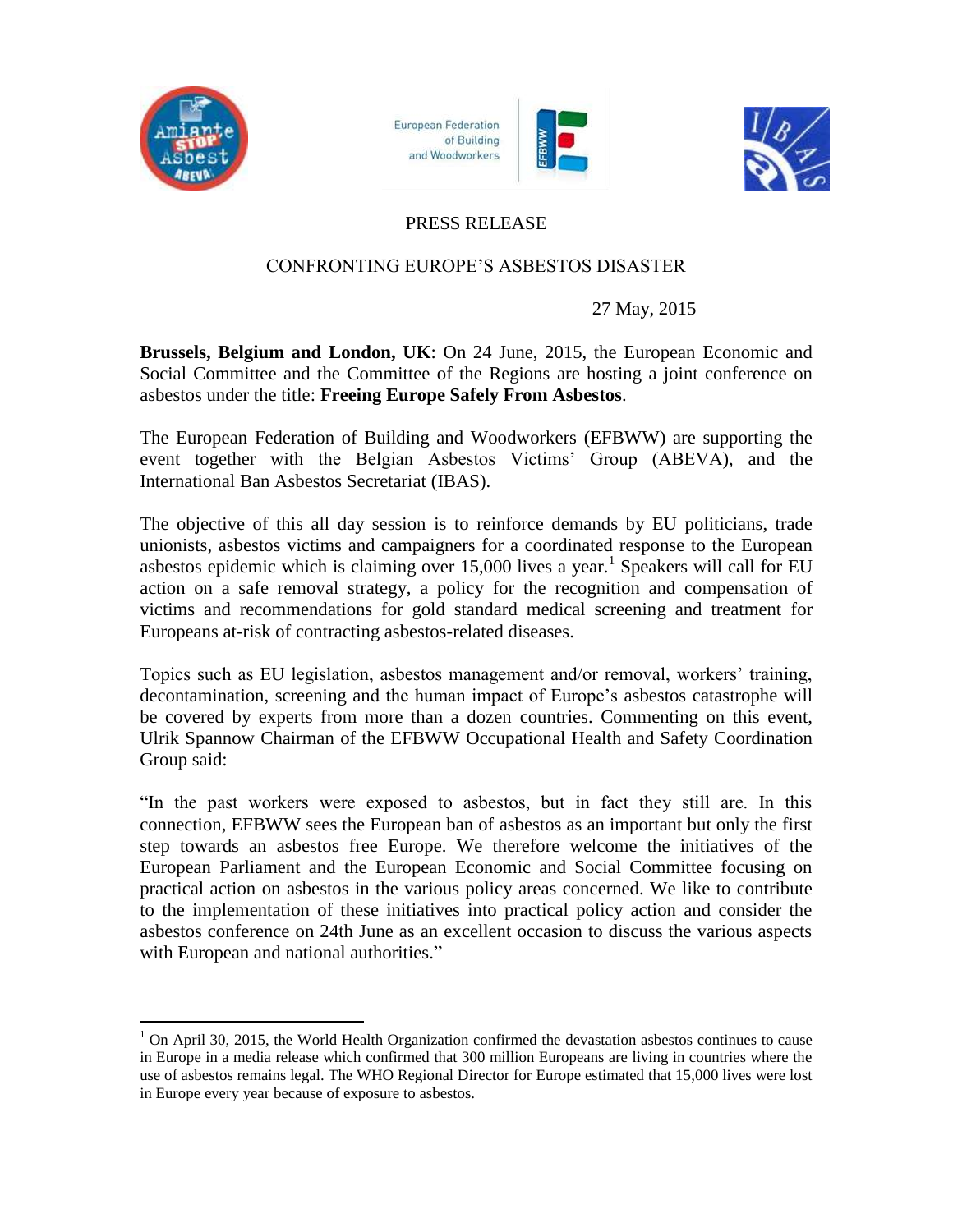PRESS RELEASE

# CONFRONTING EUROPE'S ASBESTOS DISASTER

27 May, 2015

**Brussels, Belgium and London, UK**: On 24 June, 2015, the European Economic and Social Committee and the Committee of the Regions are hosting a joint conference on asbestos under the title: **Freeing Europe Safely From Asbestos**.

The European Federation of Building and Woodworkers (EFBWW) are supporting the event together with the Belgian Asbestos Victims' Group (ABEVA), and the International Ban Asbestos Secretariat (IBAS).

The objective of this all day session is to reinforce demands by EU politicians, trade unionists, asbestos victims and campaigners for a coordinated response to the European asbestos epidemic which is claiming over 15,000 lives a year.[1] Speakers will call for EU action on a safe removal strategy, a policy for the recognition and compensation of victims and recommendations for gold standard medical screening and treatment for Europeans at-risk of contracting asbestos-related diseases.

Topics such as EU legislation, asbestos management and/or removal, workers' training, decontamination, screening and the human impact of Europe's asbestos catastrophe will be covered by experts from more than a dozen countries. Commenting on this event, Ulrik Spannow Chairman of the EFBWW Occupational Health and Safety Coordination Group said:

"In the past workers were exposed to asbestos, but in fact they still are. In this connection, EFBWW sees the European ban of asbestos as an important but only the first step towards an asbestos free Europe. We therefore welcome the initiatives of the European Parliament and the European Economic and Social Committee focusing on practical action on asbestos in the various policy areas concerned. We like to contribute to the implementation of these initiatives into practical policy action and consider the asbestos conference on 24th June as an excellent occasion to discuss the various aspects with European and national authorities."

[1] On April 30, 2015, the World Health Organization confirmed the devastation asbestos continues to cause in Europe in a media release which confirmed that 300 million Europeans are living in countries where the use of asbestos remains legal. The WHO Regional Director for Europe estimated that 15,000 lives were lost in Europe every year because of exposure to asbestos.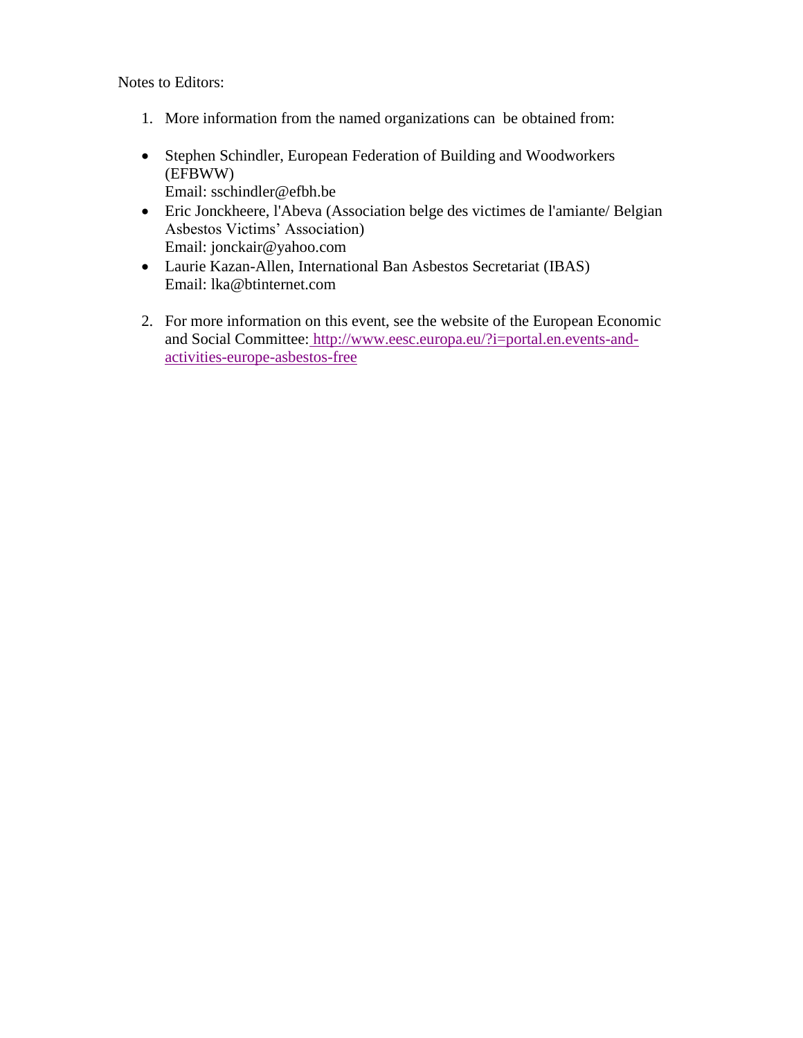Notes to Editors:

1. More information from the named organizations can be obtained from:

- Stephen Schindler, European Federation of Building and Woodworkers (EFBWW)
  Email: sschindler@efbh.be
- Eric Jonckheere, l'Abeva (Association belge des victimes de l'amiante/ Belgian Asbestos Victims' Association)
  Email: jonckair@yahoo.com
- Laurie Kazan-Allen, International Ban Asbestos Secretariat (IBAS)
  Email: lka@btinternet.com

2. For more information on this event, see the website of the European Economic and Social Committee: http://www.eesc.europa.eu/?i=portal.en.events-and-activities-europe-asbestos-free